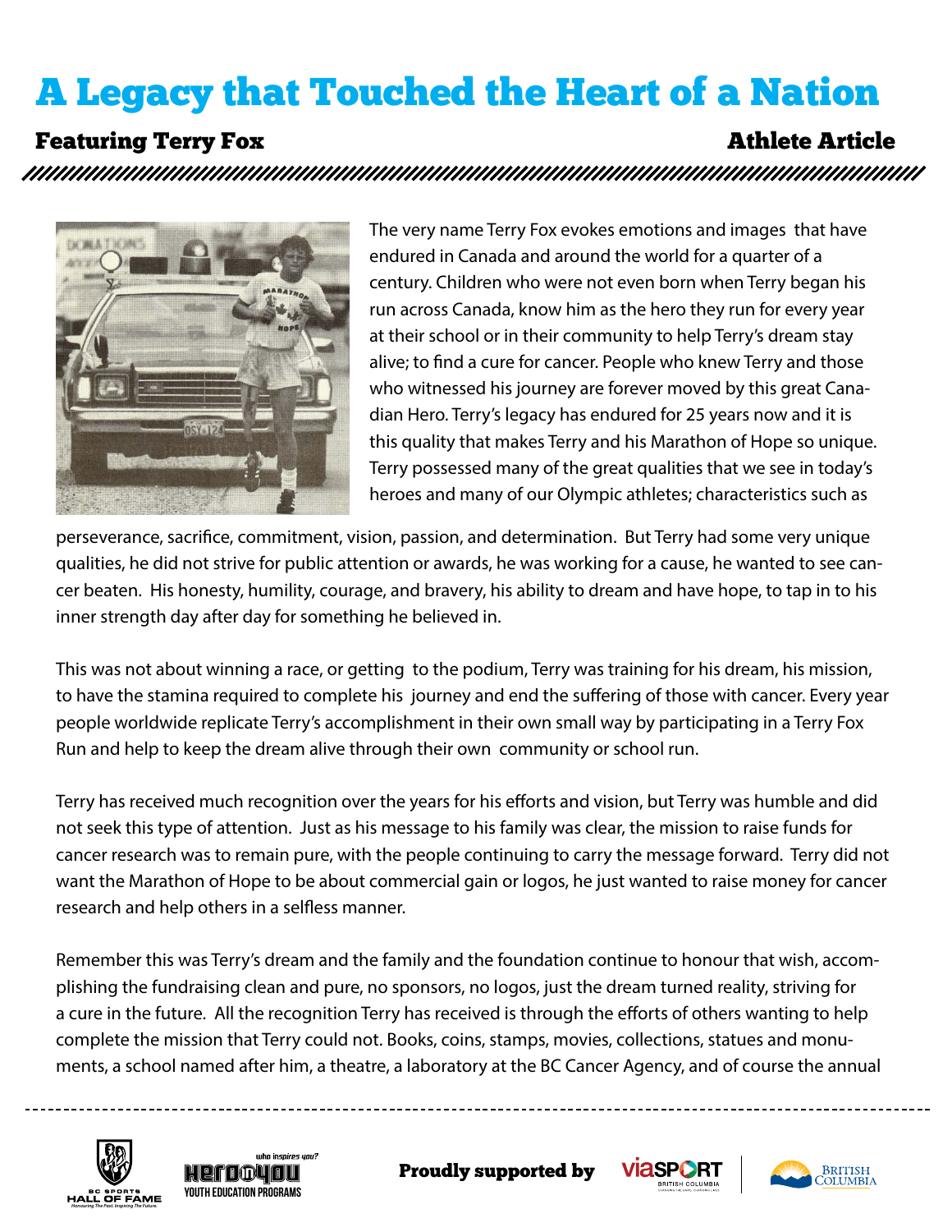# A Legacy that Touched the Heart of a Nation

## Featuring Terry Fox

Athlete Article

The very name Terry Fox evokes emotions and images that have endured in Canada and around the world for a quarter of a century. Children who were not even born when Terry began his run across Canada, know him as the hero they run for every year at their school or in their community to help Terry's dream stay alive; to find a cure for cancer. People who knew Terry and those who witnessed his journey are forever moved by this great Canadian Hero. Terry's legacy has endured for 25 years now and it is this quality that makes Terry and his Marathon of Hope so unique. Terry possessed many of the great qualities that we see in today's heroes and many of our Olympic athletes; characteristics such as perseverance, sacrifice, commitment, vision, passion, and determination. But Terry had some very unique qualities, he did not strive for public attention or awards, he was working for a cause, he wanted to see cancer beaten. His honesty, humility, courage, and bravery, his ability to dream and have hope, to tap in to his inner strength day after day for something he believed in.

This was not about winning a race, or getting to the podium, Terry was training for his dream, his mission, to have the stamina required to complete his journey and end the suffering of those with cancer. Every year people worldwide replicate Terry's accomplishment in their own small way by participating in a Terry Fox Run and help to keep the dream alive through their own community or school run.

Terry has received much recognition over the years for his efforts and vision, but Terry was humble and did not seek this type of attention. Just as his message to his family was clear, the mission to raise funds for cancer research was to remain pure, with the people continuing to carry the message forward. Terry did not want the Marathon of Hope to be about commercial gain or logos, he just wanted to raise money for cancer research and help others in a selfless manner.

Remember this was Terry's dream and the family and the foundation continue to honour that wish, accomplishing the fundraising clean and pure, no sponsors, no logos, just the dream turned reality, striving for a cure in the future. All the recognition Terry has received is through the efforts of others wanting to help complete the mission that Terry could not. Books, coins, stamps, movies, collections, statues and monuments, a school named after him, a theatre, a laboratory at the BC Cancer Agency, and of course the annual

Proudly supported by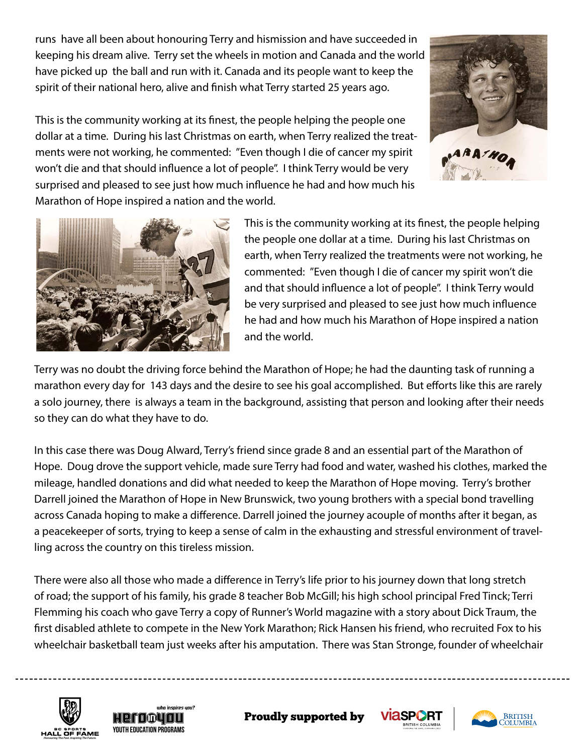runs have all been about honouring Terry and hismission and have succeeded in keeping his dream alive. Terry set the wheels in motion and Canada and the world have picked up the ball and run with it. Canada and its people want to keep the spirit of their national hero, alive and finish what Terry started 25 years ago.

This is the community working at its finest, the people helping the people one dollar at a time. During his last Christmas on earth, when Terry realized the treatments were not working, he commented: "Even though I die of cancer my spirit won't die and that should influence a lot of people". I think Terry would be very surprised and pleased to see just how much influence he had and how much his Marathon of Hope inspired a nation and the world.

This is the community working at its finest, the people helping the people one dollar at a time. During his last Christmas on earth, when Terry realized the treatments were not working, he commented: "Even though I die of cancer my spirit won't die and that should influence a lot of people". I think Terry would be very surprised and pleased to see just how much influence he had and how much his Marathon of Hope inspired a nation and the world.

Terry was no doubt the driving force behind the Marathon of Hope; he had the daunting task of running a marathon every day for 143 days and the desire to see his goal accomplished. But efforts like this are rarely a solo journey, there is always a team in the background, assisting that person and looking after their needs so they can do what they have to do.

In this case there was Doug Alward, Terry's friend since grade 8 and an essential part of the Marathon of Hope. Doug drove the support vehicle, made sure Terry had food and water, washed his clothes, marked the mileage, handled donations and did what needed to keep the Marathon of Hope moving. Terry's brother Darrell joined the Marathon of Hope in New Brunswick, two young brothers with a special bond travelling across Canada hoping to make a difference. Darrell joined the journey acouple of months after it began, as a peacekeeper of sorts, trying to keep a sense of calm in the exhausting and stressful environment of travelling across the country on this tireless mission.

There were also all those who made a difference in Terry's life prior to his journey down that long stretch of road; the support of his family, his grade 8 teacher Bob McGill; his high school principal Fred Tinck; Terri Flemming his coach who gave Terry a copy of Runner's World magazine with a story about Dick Traum, the first disabled athlete to compete in the New York Marathon; Rick Hansen his friend, who recruited Fox to his wheelchair basketball team just weeks after his amputation. There was Stan Stronge, founder of wheelchair

Proudly supported by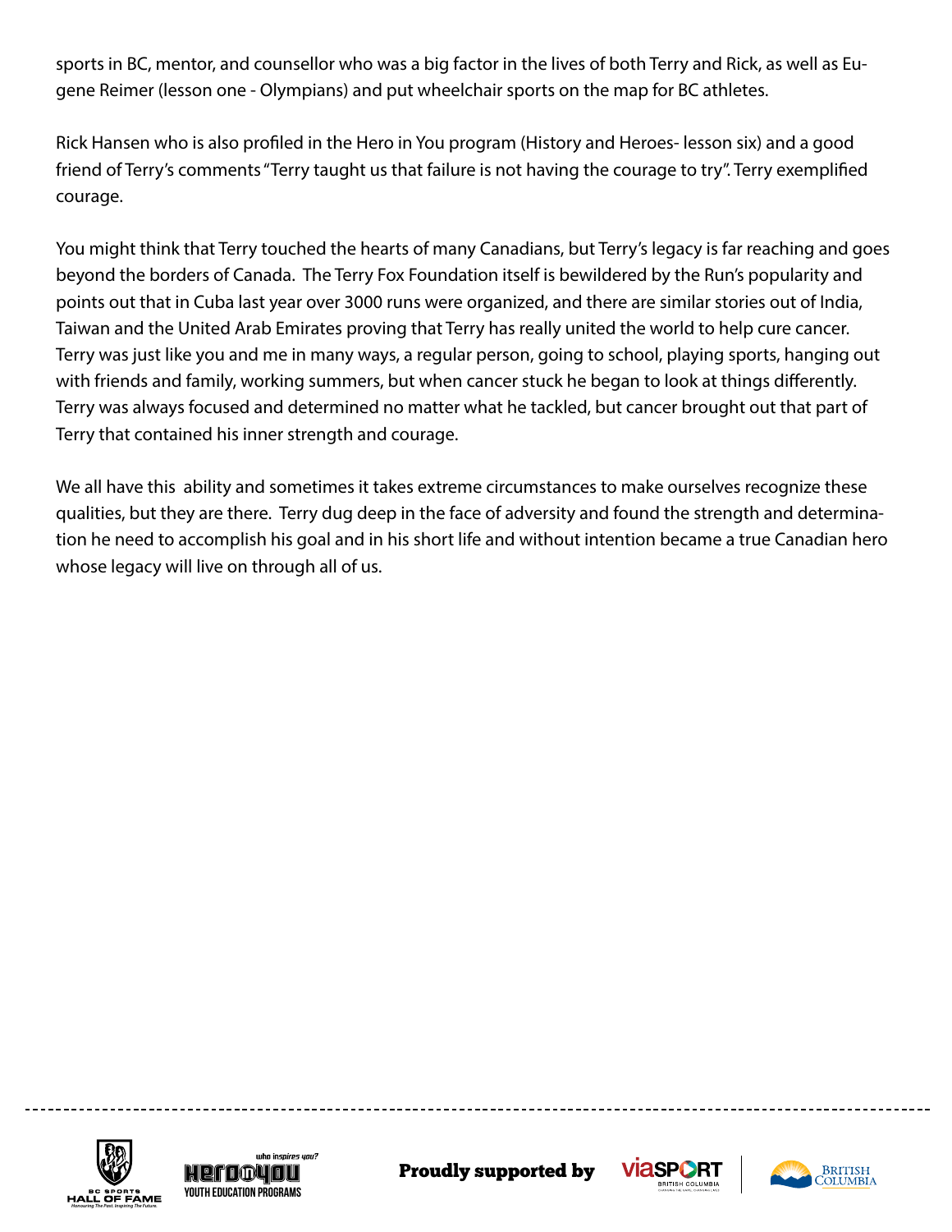sports in BC, mentor, and counsellor who was a big factor in the lives of both Terry and Rick, as well as Eugene Reimer (lesson one - Olympians) and put wheelchair sports on the map for BC athletes.

Rick Hansen who is also profiled in the Hero in You program (History and Heroes- lesson six) and a good friend of Terry's comments "Terry taught us that failure is not having the courage to try". Terry exemplified courage.

You might think that Terry touched the hearts of many Canadians, but Terry's legacy is far reaching and goes beyond the borders of Canada. The Terry Fox Foundation itself is bewildered by the Run's popularity and points out that in Cuba last year over 3000 runs were organized, and there are similar stories out of India, Taiwan and the United Arab Emirates proving that Terry has really united the world to help cure cancer. Terry was just like you and me in many ways, a regular person, going to school, playing sports, hanging out with friends and family, working summers, but when cancer stuck he began to look at things differently. Terry was always focused and determined no matter what he tackled, but cancer brought out that part of Terry that contained his inner strength and courage.

We all have this ability and sometimes it takes extreme circumstances to make ourselves recognize these qualities, but they are there. Terry dug deep in the face of adversity and found the strength and determination he need to accomplish his goal and in his short life and without intention became a true Canadian hero whose legacy will live on through all of us.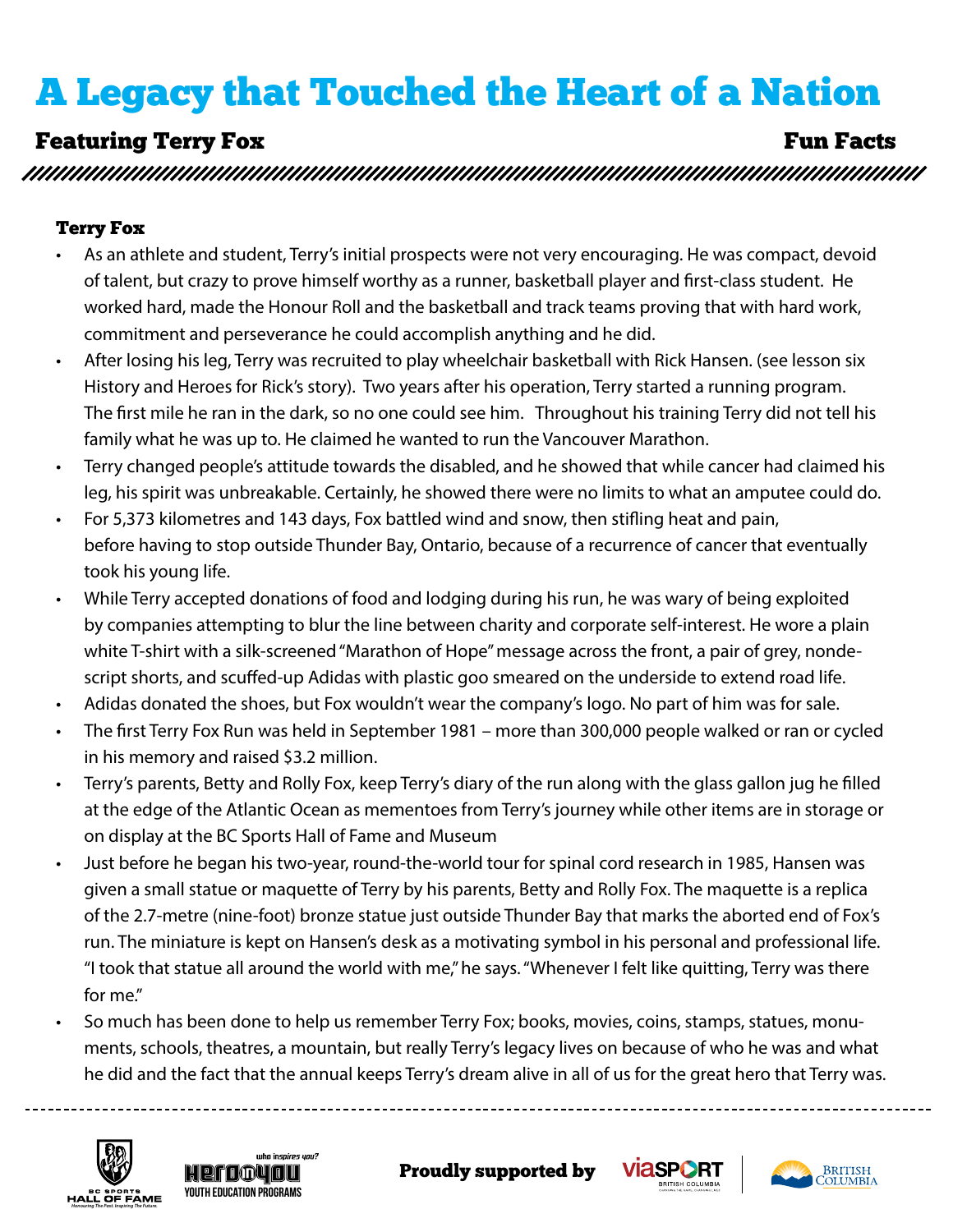# A Legacy that Touched the Heart of a Nation

## Featuring Terry Fox

## Fun Facts

### Terry Fox

- As an athlete and student, Terry's initial prospects were not very encouraging. He was compact, devoid of talent, but crazy to prove himself worthy as a runner, basketball player and first-class student. He worked hard, made the Honour Roll and the basketball and track teams proving that with hard work, commitment and perseverance he could accomplish anything and he did.
- After losing his leg, Terry was recruited to play wheelchair basketball with Rick Hansen. (see lesson six History and Heroes for Rick's story). Two years after his operation, Terry started a running program. The first mile he ran in the dark, so no one could see him. Throughout his training Terry did not tell his family what he was up to. He claimed he wanted to run the Vancouver Marathon.
- Terry changed people's attitude towards the disabled, and he showed that while cancer had claimed his leg, his spirit was unbreakable. Certainly, he showed there were no limits to what an amputee could do.
- For 5,373 kilometres and 143 days, Fox battled wind and snow, then stifling heat and pain, before having to stop outside Thunder Bay, Ontario, because of a recurrence of cancer that eventually took his young life.
- While Terry accepted donations of food and lodging during his run, he was wary of being exploited by companies attempting to blur the line between charity and corporate self-interest. He wore a plain white T-shirt with a silk-screened "Marathon of Hope" message across the front, a pair of grey, nondescript shorts, and scuffed-up Adidas with plastic goo smeared on the underside to extend road life.
- Adidas donated the shoes, but Fox wouldn't wear the company's logo. No part of him was for sale.
- The first Terry Fox Run was held in September 1981 – more than 300,000 people walked or ran or cycled in his memory and raised $3.2 million.
- Terry's parents, Betty and Rolly Fox, keep Terry's diary of the run along with the glass gallon jug he filled at the edge of the Atlantic Ocean as mementoes from Terry's journey while other items are in storage or on display at the BC Sports Hall of Fame and Museum
- Just before he began his two-year, round-the-world tour for spinal cord research in 1985, Hansen was given a small statue or maquette of Terry by his parents, Betty and Rolly Fox. The maquette is a replica of the 2.7-metre (nine-foot) bronze statue just outside Thunder Bay that marks the aborted end of Fox's run. The miniature is kept on Hansen's desk as a motivating symbol in his personal and professional life. "I took that statue all around the world with me," he says. "Whenever I felt like quitting, Terry was there for me."
- So much has been done to help us remember Terry Fox; books, movies, coins, stamps, statues, monuments, schools, theatres, a mountain, but really Terry's legacy lives on because of who he was and what he did and the fact that the annual keeps Terry's dream alive in all of us for the great hero that Terry was.

BC Sports Hall of Fame — Honouring The Past. Inspiring The Future.

who inspires you? Hero in You — Youth Education Programs

Proudly supported by viaSport British Columbia — British Columbia